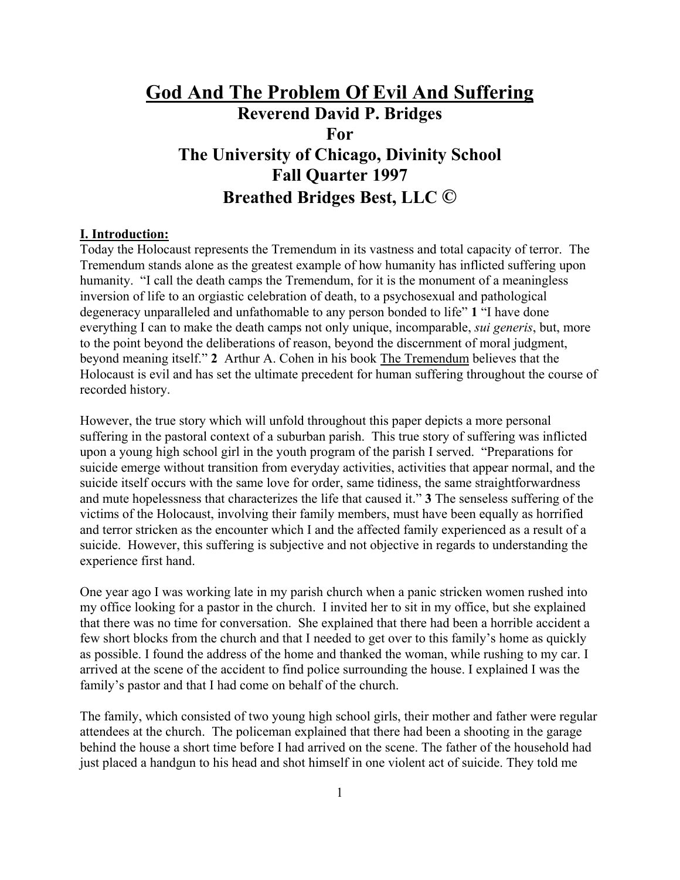# God And The Problem Of Evil And Suffering

**Reverend David P. Bridges**

**For**

**The University of Chicago, Divinity School**

**Fall Quarter 1997**

**Breathed Bridges Best, LLC ©**

## I. Introduction:

Today the Holocaust represents the Tremendum in its vastness and total capacity of terror. The Tremendum stands alone as the greatest example of how humanity has inflicted suffering upon humanity. "I call the death camps the Tremendum, for it is the monument of a meaningless inversion of life to an orgiastic celebration of death, to a psychosexual and pathological degeneracy unparalleled and unfathomable to any person bonded to life" **1** "I have done everything I can to make the death camps not only unique, incomparable, *sui generis*, but, more to the point beyond the deliberations of reason, beyond the discernment of moral judgment, beyond meaning itself." **2** Arthur A. Cohen in his book The Tremendum believes that the Holocaust is evil and has set the ultimate precedent for human suffering throughout the course of recorded history.

However, the true story which will unfold throughout this paper depicts a more personal suffering in the pastoral context of a suburban parish. This true story of suffering was inflicted upon a young high school girl in the youth program of the parish I served. "Preparations for suicide emerge without transition from everyday activities, activities that appear normal, and the suicide itself occurs with the same love for order, same tidiness, the same straightforwardness and mute hopelessness that characterizes the life that caused it." **3** The senseless suffering of the victims of the Holocaust, involving their family members, must have been equally as horrified and terror stricken as the encounter which I and the affected family experienced as a result of a suicide. However, this suffering is subjective and not objective in regards to understanding the experience first hand.

One year ago I was working late in my parish church when a panic stricken women rushed into my office looking for a pastor in the church. I invited her to sit in my office, but she explained that there was no time for conversation. She explained that there had been a horrible accident a few short blocks from the church and that I needed to get over to this family's home as quickly as possible. I found the address of the home and thanked the woman, while rushing to my car. I arrived at the scene of the accident to find police surrounding the house. I explained I was the family's pastor and that I had come on behalf of the church.

The family, which consisted of two young high school girls, their mother and father were regular attendees at the church. The policeman explained that there had been a shooting in the garage behind the house a short time before I had arrived on the scene. The father of the household had just placed a handgun to his head and shot himself in one violent act of suicide. They told me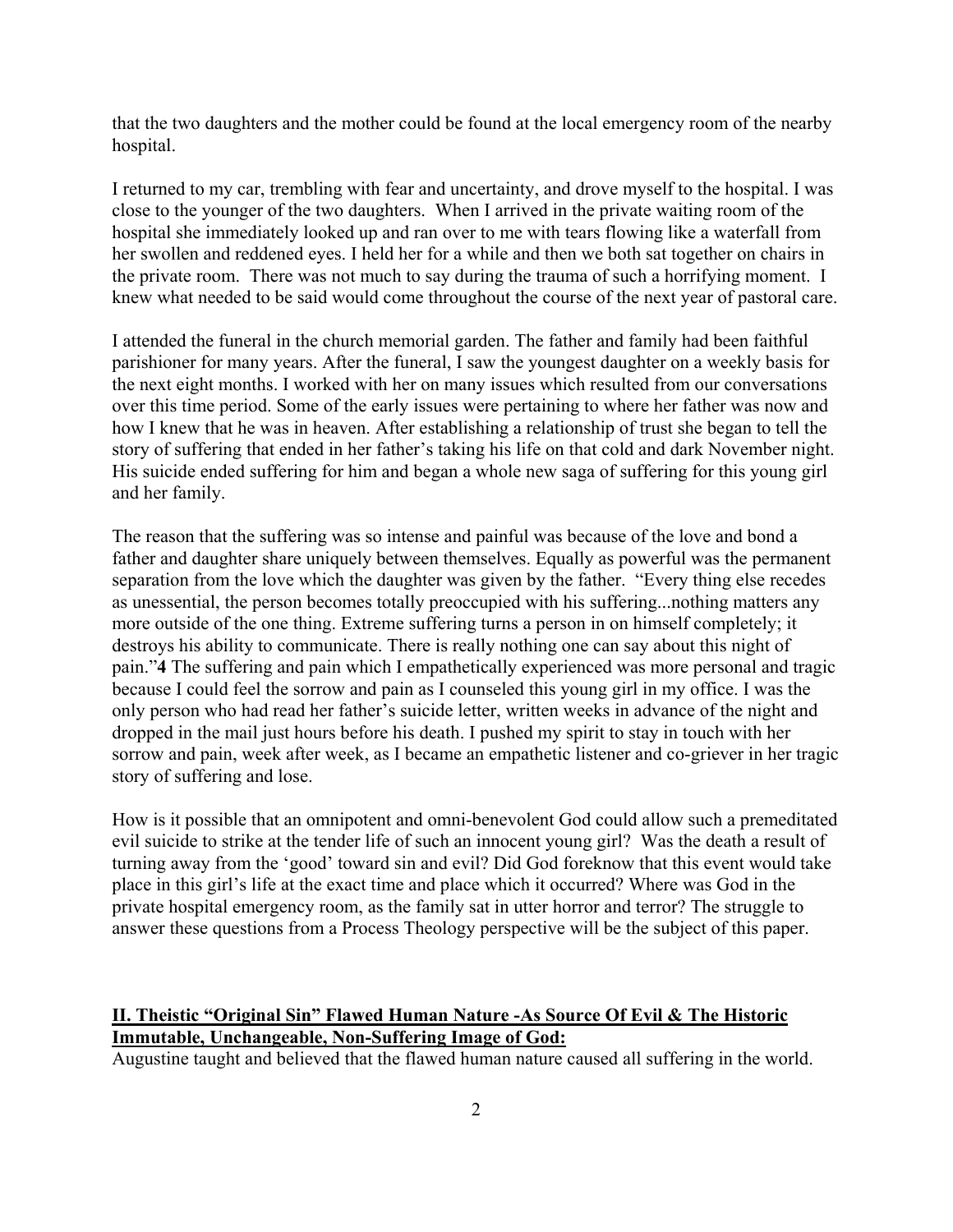that the two daughters and the mother could be found at the local emergency room of the nearby hospital.

I returned to my car, trembling with fear and uncertainty, and drove myself to the hospital. I was close to the younger of the two daughters. When I arrived in the private waiting room of the hospital she immediately looked up and ran over to me with tears flowing like a waterfall from her swollen and reddened eyes. I held her for a while and then we both sat together on chairs in the private room. There was not much to say during the trauma of such a horrifying moment. I knew what needed to be said would come throughout the course of the next year of pastoral care.

I attended the funeral in the church memorial garden. The father and family had been faithful parishioner for many years. After the funeral, I saw the youngest daughter on a weekly basis for the next eight months. I worked with her on many issues which resulted from our conversations over this time period. Some of the early issues were pertaining to where her father was now and how I knew that he was in heaven. After establishing a relationship of trust she began to tell the story of suffering that ended in her father's taking his life on that cold and dark November night. His suicide ended suffering for him and began a whole new saga of suffering for this young girl and her family.

The reason that the suffering was so intense and painful was because of the love and bond a father and daughter share uniquely between themselves. Equally as powerful was the permanent separation from the love which the daughter was given by the father. "Every thing else recedes as unessential, the person becomes totally preoccupied with his suffering...nothing matters any more outside of the one thing. Extreme suffering turns a person in on himself completely; it destroys his ability to communicate. There is really nothing one can say about this night of pain."**4** The suffering and pain which I empathetically experienced was more personal and tragic because I could feel the sorrow and pain as I counseled this young girl in my office. I was the only person who had read her father's suicide letter, written weeks in advance of the night and dropped in the mail just hours before his death. I pushed my spirit to stay in touch with her sorrow and pain, week after week, as I became an empathetic listener and co-griever in her tragic story of suffering and lose.

How is it possible that an omnipotent and omni-benevolent God could allow such a premeditated evil suicide to strike at the tender life of such an innocent young girl? Was the death a result of turning away from the 'good' toward sin and evil? Did God foreknow that this event would take place in this girl's life at the exact time and place which it occurred? Where was God in the private hospital emergency room, as the family sat in utter horror and terror? The struggle to answer these questions from a Process Theology perspective will be the subject of this paper.

## **II. Theistic "Original Sin" Flawed Human Nature -As Source Of Evil & The Historic Immutable, Unchangeable, Non-Suffering Image of God:**

Augustine taught and believed that the flawed human nature caused all suffering in the world.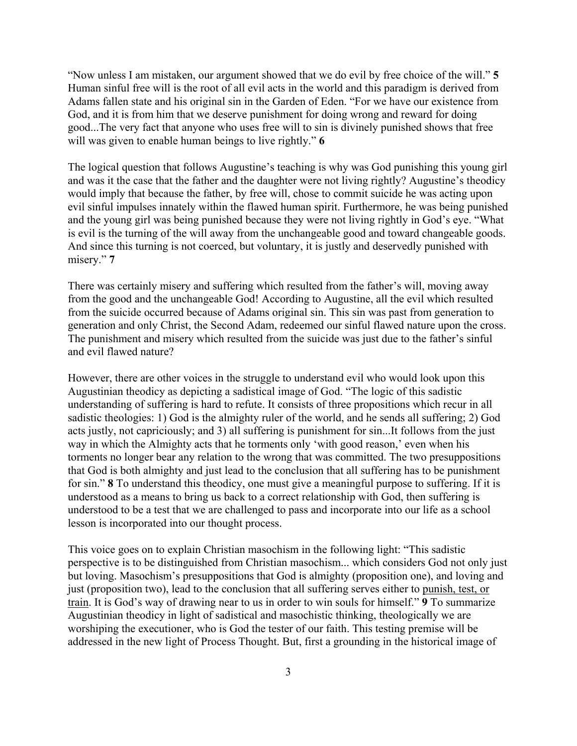"Now unless I am mistaken, our argument showed that we do evil by free choice of the will." **5** Human sinful free will is the root of all evil acts in the world and this paradigm is derived from Adams fallen state and his original sin in the Garden of Eden. "For we have our existence from God, and it is from him that we deserve punishment for doing wrong and reward for doing good...The very fact that anyone who uses free will to sin is divinely punished shows that free will was given to enable human beings to live rightly." **6**

The logical question that follows Augustine's teaching is why was God punishing this young girl and was it the case that the father and the daughter were not living rightly? Augustine's theodicy would imply that because the father, by free will, chose to commit suicide he was acting upon evil sinful impulses innately within the flawed human spirit. Furthermore, he was being punished and the young girl was being punished because they were not living rightly in God's eye. "What is evil is the turning of the will away from the unchangeable good and toward changeable goods. And since this turning is not coerced, but voluntary, it is justly and deservedly punished with misery." **7**

There was certainly misery and suffering which resulted from the father's will, moving away from the good and the unchangeable God! According to Augustine, all the evil which resulted from the suicide occurred because of Adams original sin. This sin was past from generation to generation and only Christ, the Second Adam, redeemed our sinful flawed nature upon the cross. The punishment and misery which resulted from the suicide was just due to the father's sinful and evil flawed nature?

However, there are other voices in the struggle to understand evil who would look upon this Augustinian theodicy as depicting a sadistical image of God. "The logic of this sadistic understanding of suffering is hard to refute. It consists of three propositions which recur in all sadistic theologies: 1) God is the almighty ruler of the world, and he sends all suffering; 2) God acts justly, not capriciously; and 3) all suffering is punishment for sin...It follows from the just way in which the Almighty acts that he torments only 'with good reason,' even when his torments no longer bear any relation to the wrong that was committed. The two presuppositions that God is both almighty and just lead to the conclusion that all suffering has to be punishment for sin." **8** To understand this theodicy, one must give a meaningful purpose to suffering. If it is understood as a means to bring us back to a correct relationship with God, then suffering is understood to be a test that we are challenged to pass and incorporate into our life as a school lesson is incorporated into our thought process.

This voice goes on to explain Christian masochism in the following light: "This sadistic perspective is to be distinguished from Christian masochism... which considers God not only just but loving. Masochism's presuppositions that God is almighty (proposition one), and loving and just (proposition two), lead to the conclusion that all suffering serves either to <u>punish, test, or train</u>. It is God's way of drawing near to us in order to win souls for himself." **9** To summarize Augustinian theodicy in light of sadistical and masochistic thinking, theologically we are worshiping the executioner, who is God the tester of our faith. This testing premise will be addressed in the new light of Process Thought. But, first a grounding in the historical image of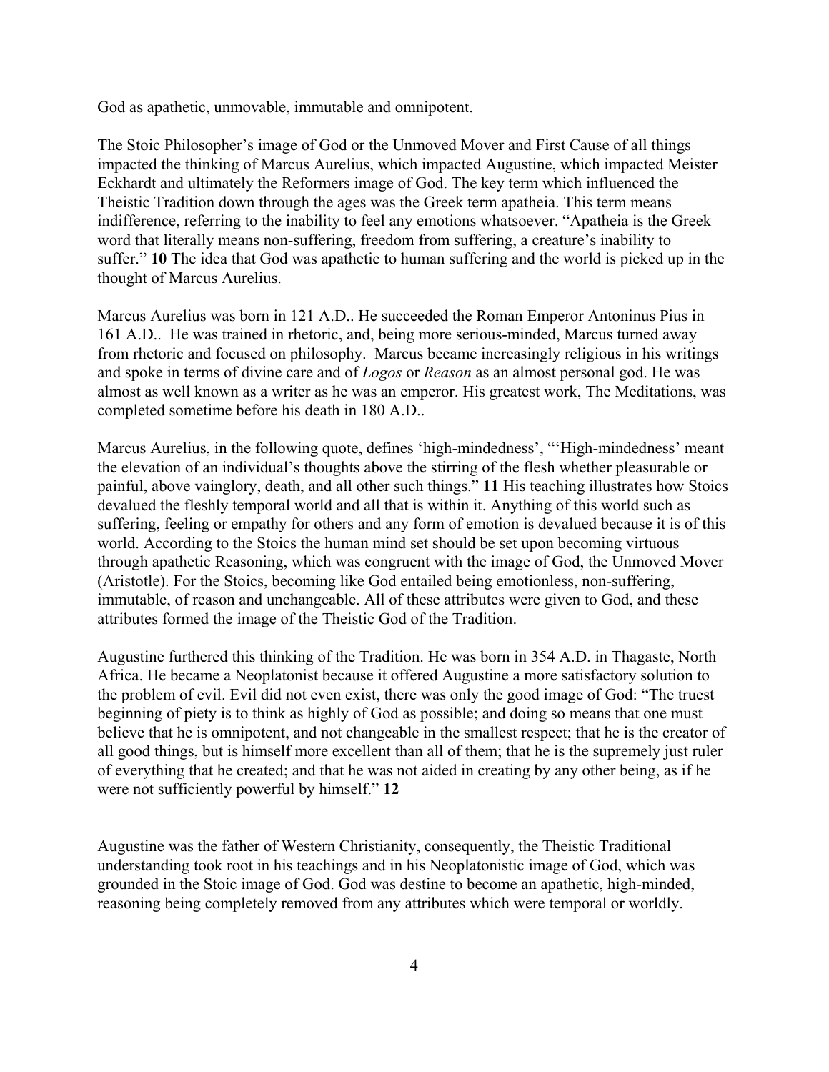God as apathetic, unmovable, immutable and omnipotent.

The Stoic Philosopher's image of God or the Unmoved Mover and First Cause of all things impacted the thinking of Marcus Aurelius, which impacted Augustine, which impacted Meister Eckhardt and ultimately the Reformers image of God. The key term which influenced the Theistic Tradition down through the ages was the Greek term apatheia. This term means indifference, referring to the inability to feel any emotions whatsoever. "Apatheia is the Greek word that literally means non-suffering, freedom from suffering, a creature's inability to suffer." **10** The idea that God was apathetic to human suffering and the world is picked up in the thought of Marcus Aurelius.

Marcus Aurelius was born in 121 A.D.. He succeeded the Roman Emperor Antoninus Pius in 161 A.D.. He was trained in rhetoric, and, being more serious-minded, Marcus turned away from rhetoric and focused on philosophy. Marcus became increasingly religious in his writings and spoke in terms of divine care and of *Logos* or *Reason* as an almost personal god. He was almost as well known as a writer as he was an emperor. His greatest work, The Meditations, was completed sometime before his death in 180 A.D..

Marcus Aurelius, in the following quote, defines 'high-mindedness', "'High-mindedness' meant the elevation of an individual's thoughts above the stirring of the flesh whether pleasurable or painful, above vainglory, death, and all other such things." **11** His teaching illustrates how Stoics devalued the fleshly temporal world and all that is within it. Anything of this world such as suffering, feeling or empathy for others and any form of emotion is devalued because it is of this world. According to the Stoics the human mind set should be set upon becoming virtuous through apathetic Reasoning, which was congruent with the image of God, the Unmoved Mover (Aristotle). For the Stoics, becoming like God entailed being emotionless, non-suffering, immutable, of reason and unchangeable. All of these attributes were given to God, and these attributes formed the image of the Theistic God of the Tradition.

Augustine furthered this thinking of the Tradition. He was born in 354 A.D. in Thagaste, North Africa. He became a Neoplatonist because it offered Augustine a more satisfactory solution to the problem of evil. Evil did not even exist, there was only the good image of God: "The truest beginning of piety is to think as highly of God as possible; and doing so means that one must believe that he is omnipotent, and not changeable in the smallest respect; that he is the creator of all good things, but is himself more excellent than all of them; that he is the supremely just ruler of everything that he created; and that he was not aided in creating by any other being, as if he were not sufficiently powerful by himself." **12**

Augustine was the father of Western Christianity, consequently, the Theistic Traditional understanding took root in his teachings and in his Neoplatonistic image of God, which was grounded in the Stoic image of God. God was destine to become an apathetic, high-minded, reasoning being completely removed from any attributes which were temporal or worldly.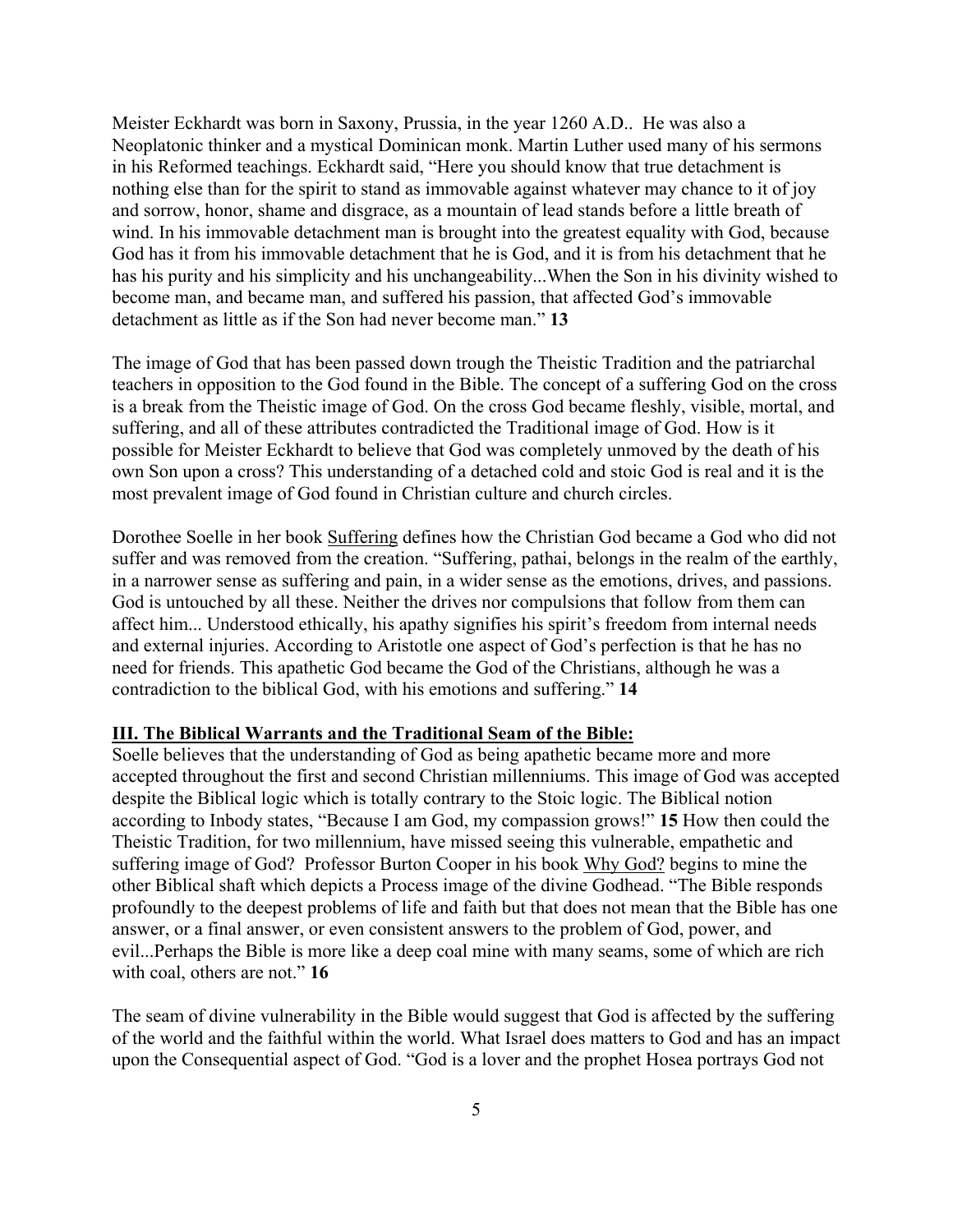Meister Eckhardt was born in Saxony, Prussia, in the year 1260 A.D.. He was also a Neoplatonic thinker and a mystical Dominican monk. Martin Luther used many of his sermons in his Reformed teachings. Eckhardt said, "Here you should know that true detachment is nothing else than for the spirit to stand as immovable against whatever may chance to it of joy and sorrow, honor, shame and disgrace, as a mountain of lead stands before a little breath of wind. In his immovable detachment man is brought into the greatest equality with God, because God has it from his immovable detachment that he is God, and it is from his detachment that he has his purity and his simplicity and his unchangeability...When the Son in his divinity wished to become man, and became man, and suffered his passion, that affected God's immovable detachment as little as if the Son had never become man." **13**

The image of God that has been passed down trough the Theistic Tradition and the patriarchal teachers in opposition to the God found in the Bible. The concept of a suffering God on the cross is a break from the Theistic image of God. On the cross God became fleshly, visible, mortal, and suffering, and all of these attributes contradicted the Traditional image of God. How is it possible for Meister Eckhardt to believe that God was completely unmoved by the death of his own Son upon a cross? This understanding of a detached cold and stoic God is real and it is the most prevalent image of God found in Christian culture and church circles.

Dorothee Soelle in her book Suffering defines how the Christian God became a God who did not suffer and was removed from the creation. "Suffering, pathai, belongs in the realm of the earthly, in a narrower sense as suffering and pain, in a wider sense as the emotions, drives, and passions. God is untouched by all these. Neither the drives nor compulsions that follow from them can affect him... Understood ethically, his apathy signifies his spirit's freedom from internal needs and external injuries. According to Aristotle one aspect of God's perfection is that he has no need for friends. This apathetic God became the God of the Christians, although he was a contradiction to the biblical God, with his emotions and suffering." **14**

## III. The Biblical Warrants and the Traditional Seam of the Bible:

Soelle believes that the understanding of God as being apathetic became more and more accepted throughout the first and second Christian millenniums. This image of God was accepted despite the Biblical logic which is totally contrary to the Stoic logic. The Biblical notion according to Inbody states, "Because I am God, my compassion grows!" **15** How then could the Theistic Tradition, for two millennium, have missed seeing this vulnerable, empathetic and suffering image of God? Professor Burton Cooper in his book Why God? begins to mine the other Biblical shaft which depicts a Process image of the divine Godhead. "The Bible responds profoundly to the deepest problems of life and faith but that does not mean that the Bible has one answer, or a final answer, or even consistent answers to the problem of God, power, and evil...Perhaps the Bible is more like a deep coal mine with many seams, some of which are rich with coal, others are not." **16**

The seam of divine vulnerability in the Bible would suggest that God is affected by the suffering of the world and the faithful within the world. What Israel does matters to God and has an impact upon the Consequential aspect of God. "God is a lover and the prophet Hosea portrays God not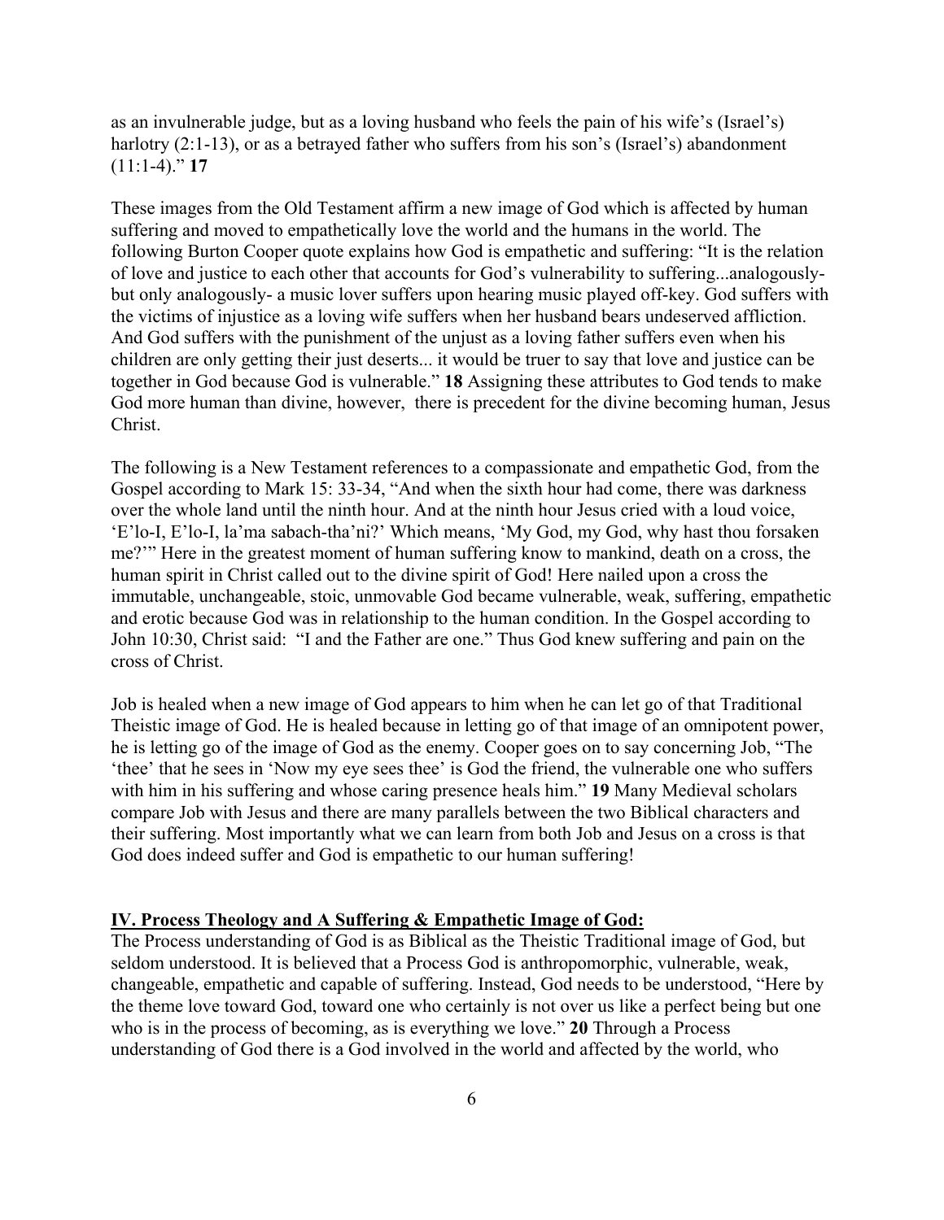as an invulnerable judge, but as a loving husband who feels the pain of his wife's (Israel's) harlotry (2:1-13), or as a betrayed father who suffers from his son's (Israel's) abandonment (11:1-4)." **17**

These images from the Old Testament affirm a new image of God which is affected by human suffering and moved to empathetically love the world and the humans in the world. The following Burton Cooper quote explains how God is empathetic and suffering: "It is the relation of love and justice to each other that accounts for God's vulnerability to suffering...analogously- but only analogously- a music lover suffers upon hearing music played off-key. God suffers with the victims of injustice as a loving wife suffers when her husband bears undeserved affliction. And God suffers with the punishment of the unjust as a loving father suffers even when his children are only getting their just deserts... it would be truer to say that love and justice can be together in God because God is vulnerable." **18** Assigning these attributes to God tends to make God more human than divine, however, there is precedent for the divine becoming human, Jesus Christ.

The following is a New Testament references to a compassionate and empathetic God, from the Gospel according to Mark 15: 33-34, "And when the sixth hour had come, there was darkness over the whole land until the ninth hour. And at the ninth hour Jesus cried with a loud voice, 'E'lo-I, E'lo-I, la'ma sabach-tha'ni?' Which means, 'My God, my God, why hast thou forsaken me?'" Here in the greatest moment of human suffering know to mankind, death on a cross, the human spirit in Christ called out to the divine spirit of God! Here nailed upon a cross the immutable, unchangeable, stoic, unmovable God became vulnerable, weak, suffering, empathetic and erotic because God was in relationship to the human condition. In the Gospel according to John 10:30, Christ said: "I and the Father are one." Thus God knew suffering and pain on the cross of Christ.

Job is healed when a new image of God appears to him when he can let go of that Traditional Theistic image of God. He is healed because in letting go of that image of an omnipotent power, he is letting go of the image of God as the enemy. Cooper goes on to say concerning Job, "The 'thee' that he sees in 'Now my eye sees thee' is God the friend, the vulnerable one who suffers with him in his suffering and whose caring presence heals him." **19** Many Medieval scholars compare Job with Jesus and there are many parallels between the two Biblical characters and their suffering. Most importantly what we can learn from both Job and Jesus on a cross is that God does indeed suffer and God is empathetic to our human suffering!

## IV. Process Theology and A Suffering & Empathetic Image of God:

The Process understanding of God is as Biblical as the Theistic Traditional image of God, but seldom understood. It is believed that a Process God is anthropomorphic, vulnerable, weak, changeable, empathetic and capable of suffering. Instead, God needs to be understood, "Here by the theme love toward God, toward one who certainly is not over us like a perfect being but one who is in the process of becoming, as is everything we love." **20** Through a Process understanding of God there is a God involved in the world and affected by the world, who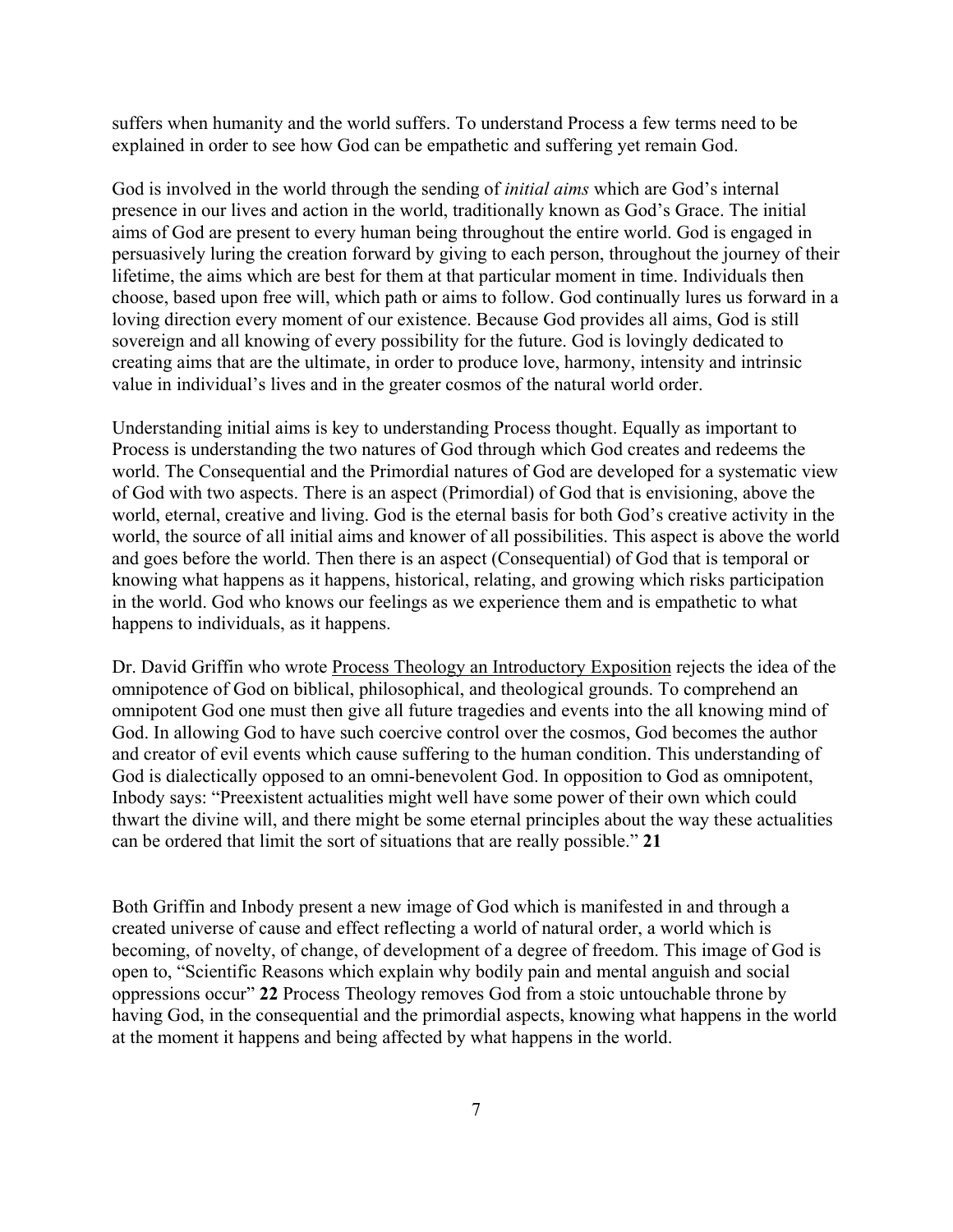suffers when humanity and the world suffers. To understand Process a few terms need to be explained in order to see how God can be empathetic and suffering yet remain God.

God is involved in the world through the sending of *initial aims* which are God's internal presence in our lives and action in the world, traditionally known as God's Grace. The initial aims of God are present to every human being throughout the entire world. God is engaged in persuasively luring the creation forward by giving to each person, throughout the journey of their lifetime, the aims which are best for them at that particular moment in time. Individuals then choose, based upon free will, which path or aims to follow. God continually lures us forward in a loving direction every moment of our existence. Because God provides all aims, God is still sovereign and all knowing of every possibility for the future. God is lovingly dedicated to creating aims that are the ultimate, in order to produce love, harmony, intensity and intrinsic value in individual's lives and in the greater cosmos of the natural world order.

Understanding initial aims is key to understanding Process thought. Equally as important to Process is understanding the two natures of God through which God creates and redeems the world. The Consequential and the Primordial natures of God are developed for a systematic view of God with two aspects. There is an aspect (Primordial) of God that is envisioning, above the world, eternal, creative and living. God is the eternal basis for both God's creative activity in the world, the source of all initial aims and knower of all possibilities. This aspect is above the world and goes before the world. Then there is an aspect (Consequential) of God that is temporal or knowing what happens as it happens, historical, relating, and growing which risks participation in the world. God who knows our feelings as we experience them and is empathetic to what happens to individuals, as it happens.

Dr. David Griffin who wrote Process Theology an Introductory Exposition rejects the idea of the omnipotence of God on biblical, philosophical, and theological grounds. To comprehend an omnipotent God one must then give all future tragedies and events into the all knowing mind of God. In allowing God to have such coercive control over the cosmos, God becomes the author and creator of evil events which cause suffering to the human condition. This understanding of God is dialectically opposed to an omni-benevolent God. In opposition to God as omnipotent, Inbody says: "Preexistent actualities might well have some power of their own which could thwart the divine will, and there might be some eternal principles about the way these actualities can be ordered that limit the sort of situations that are really possible." **21**

Both Griffin and Inbody present a new image of God which is manifested in and through a created universe of cause and effect reflecting a world of natural order, a world which is becoming, of novelty, of change, of development of a degree of freedom. This image of God is open to, "Scientific Reasons which explain why bodily pain and mental anguish and social oppressions occur" **22** Process Theology removes God from a stoic untouchable throne by having God, in the consequential and the primordial aspects, knowing what happens in the world at the moment it happens and being affected by what happens in the world.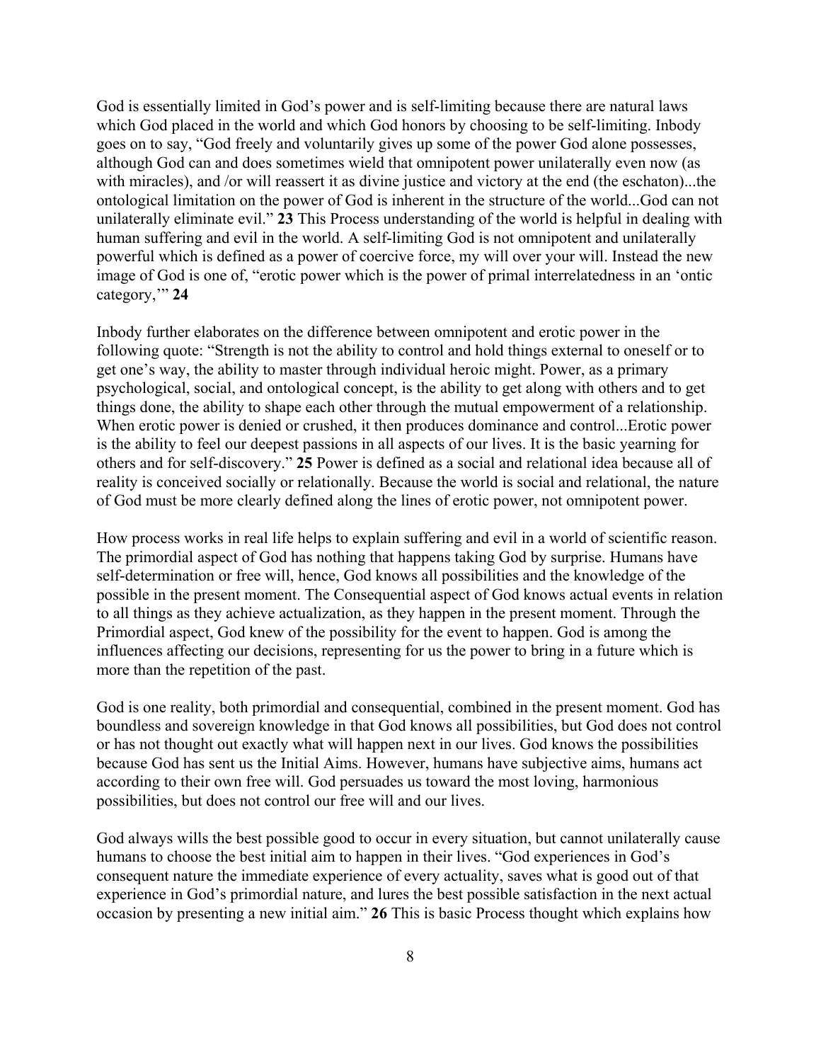God is essentially limited in God's power and is self-limiting because there are natural laws which God placed in the world and which God honors by choosing to be self-limiting. Inbody goes on to say, "God freely and voluntarily gives up some of the power God alone possesses, although God can and does sometimes wield that omnipotent power unilaterally even now (as with miracles), and /or will reassert it as divine justice and victory at the end (the eschaton)...the ontological limitation on the power of God is inherent in the structure of the world...God can not unilaterally eliminate evil." **23** This Process understanding of the world is helpful in dealing with human suffering and evil in the world. A self-limiting God is not omnipotent and unilaterally powerful which is defined as a power of coercive force, my will over your will. Instead the new image of God is one of, "erotic power which is the power of primal interrelatedness in an 'ontic category,'" **24**

Inbody further elaborates on the difference between omnipotent and erotic power in the following quote: "Strength is not the ability to control and hold things external to oneself or to get one's way, the ability to master through individual heroic might. Power, as a primary psychological, social, and ontological concept, is the ability to get along with others and to get things done, the ability to shape each other through the mutual empowerment of a relationship. When erotic power is denied or crushed, it then produces dominance and control...Erotic power is the ability to feel our deepest passions in all aspects of our lives. It is the basic yearning for others and for self-discovery." **25** Power is defined as a social and relational idea because all of reality is conceived socially or relationally. Because the world is social and relational, the nature of God must be more clearly defined along the lines of erotic power, not omnipotent power.

How process works in real life helps to explain suffering and evil in a world of scientific reason. The primordial aspect of God has nothing that happens taking God by surprise. Humans have self-determination or free will, hence, God knows all possibilities and the knowledge of the possible in the present moment. The Consequential aspect of God knows actual events in relation to all things as they achieve actualization, as they happen in the present moment. Through the Primordial aspect, God knew of the possibility for the event to happen. God is among the influences affecting our decisions, representing for us the power to bring in a future which is more than the repetition of the past.

God is one reality, both primordial and consequential, combined in the present moment. God has boundless and sovereign knowledge in that God knows all possibilities, but God does not control or has not thought out exactly what will happen next in our lives. God knows the possibilities because God has sent us the Initial Aims. However, humans have subjective aims, humans act according to their own free will. God persuades us toward the most loving, harmonious possibilities, but does not control our free will and our lives.

God always wills the best possible good to occur in every situation, but cannot unilaterally cause humans to choose the best initial aim to happen in their lives. "God experiences in God's consequent nature the immediate experience of every actuality, saves what is good out of that experience in God's primordial nature, and lures the best possible satisfaction in the next actual occasion by presenting a new initial aim." **26** This is basic Process thought which explains how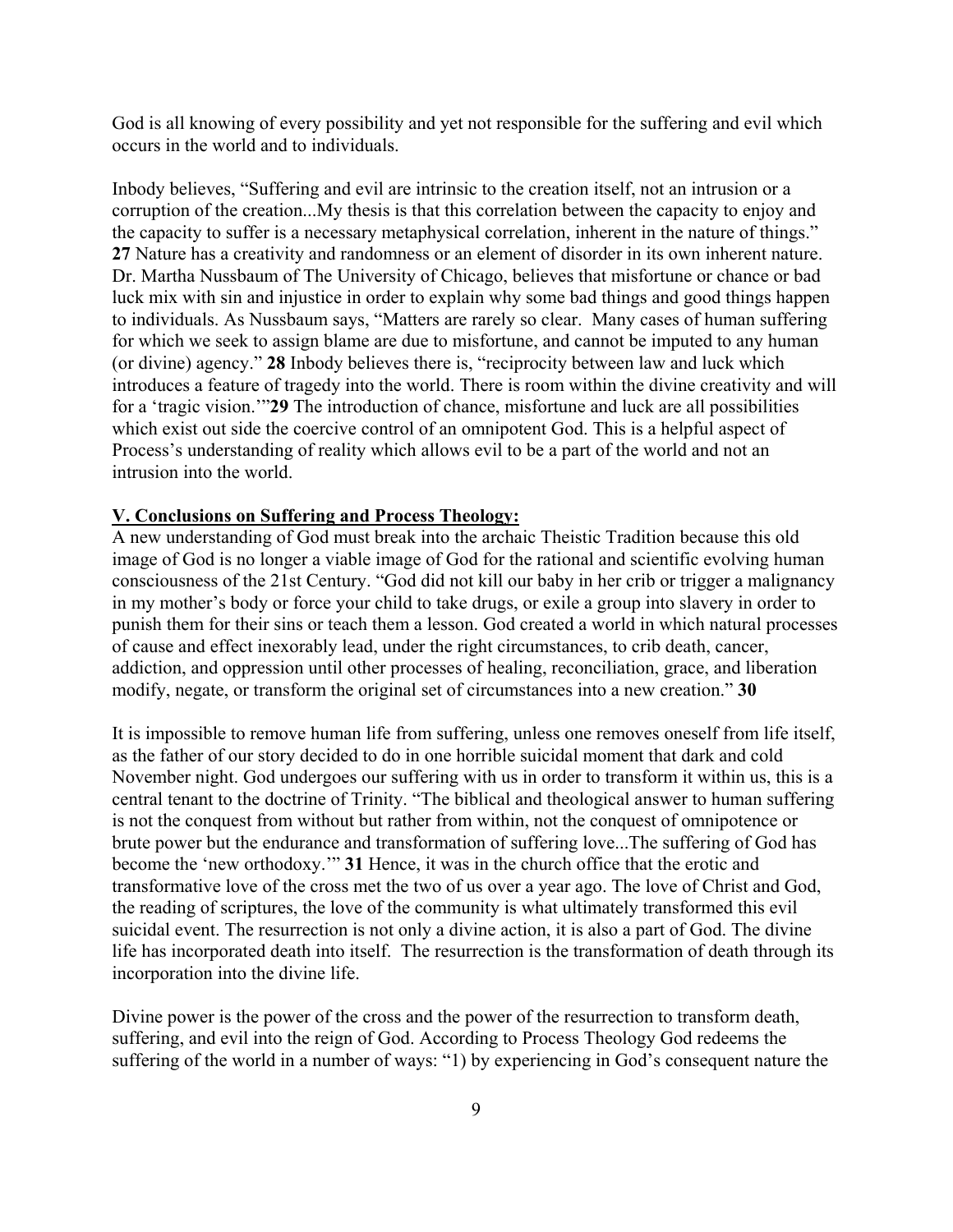God is all knowing of every possibility and yet not responsible for the suffering and evil which occurs in the world and to individuals.

Inbody believes, "Suffering and evil are intrinsic to the creation itself, not an intrusion or a corruption of the creation...My thesis is that this correlation between the capacity to enjoy and the capacity to suffer is a necessary metaphysical correlation, inherent in the nature of things." **27** Nature has a creativity and randomness or an element of disorder in its own inherent nature. Dr. Martha Nussbaum of The University of Chicago, believes that misfortune or chance or bad luck mix with sin and injustice in order to explain why some bad things and good things happen to individuals. As Nussbaum says, "Matters are rarely so clear. Many cases of human suffering for which we seek to assign blame are due to misfortune, and cannot be imputed to any human (or divine) agency." **28** Inbody believes there is, "reciprocity between law and luck which introduces a feature of tragedy into the world. There is room within the divine creativity and will for a 'tragic vision.'"**29** The introduction of chance, misfortune and luck are all possibilities which exist out side the coercive control of an omnipotent God. This is a helpful aspect of Process's understanding of reality which allows evil to be a part of the world and not an intrusion into the world.

**V. Conclusions on Suffering and Process Theology:**

A new understanding of God must break into the archaic Theistic Tradition because this old image of God is no longer a viable image of God for the rational and scientific evolving human consciousness of the 21st Century. "God did not kill our baby in her crib or trigger a malignancy in my mother's body or force your child to take drugs, or exile a group into slavery in order to punish them for their sins or teach them a lesson. God created a world in which natural processes of cause and effect inexorably lead, under the right circumstances, to crib death, cancer, addiction, and oppression until other processes of healing, reconciliation, grace, and liberation modify, negate, or transform the original set of circumstances into a new creation." **30**

It is impossible to remove human life from suffering, unless one removes oneself from life itself, as the father of our story decided to do in one horrible suicidal moment that dark and cold November night. God undergoes our suffering with us in order to transform it within us, this is a central tenant to the doctrine of Trinity. "The biblical and theological answer to human suffering is not the conquest from without but rather from within, not the conquest of omnipotence or brute power but the endurance and transformation of suffering love...The suffering of God has become the 'new orthodoxy.'" **31** Hence, it was in the church office that the erotic and transformative love of the cross met the two of us over a year ago. The love of Christ and God, the reading of scriptures, the love of the community is what ultimately transformed this evil suicidal event. The resurrection is not only a divine action, it is also a part of God. The divine life has incorporated death into itself. The resurrection is the transformation of death through its incorporation into the divine life.

Divine power is the power of the cross and the power of the resurrection to transform death, suffering, and evil into the reign of God. According to Process Theology God redeems the suffering of the world in a number of ways: "1) by experiencing in God's consequent nature the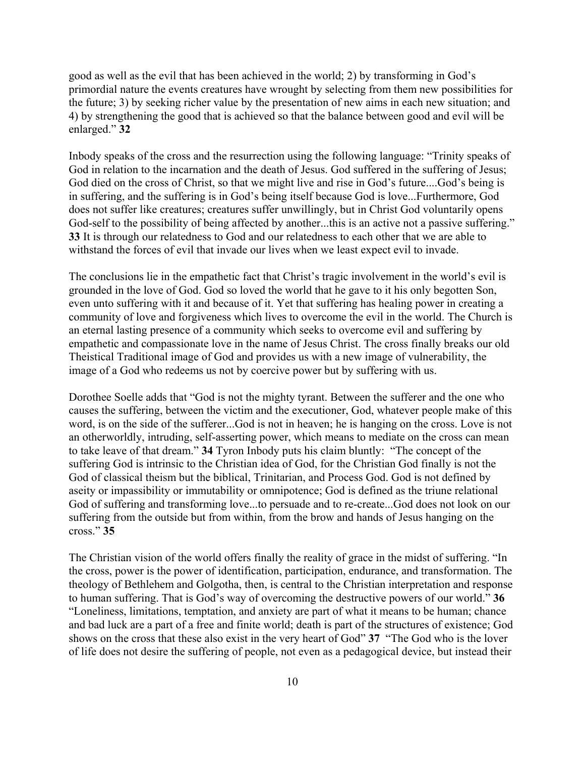good as well as the evil that has been achieved in the world; 2) by transforming in God's primordial nature the events creatures have wrought by selecting from them new possibilities for the future; 3) by seeking richer value by the presentation of new aims in each new situation; and 4) by strengthening the good that is achieved so that the balance between good and evil will be enlarged." **32**

Inbody speaks of the cross and the resurrection using the following language: "Trinity speaks of God in relation to the incarnation and the death of Jesus. God suffered in the suffering of Jesus; God died on the cross of Christ, so that we might live and rise in God's future....God's being is in suffering, and the suffering is in God's being itself because God is love...Furthermore, God does not suffer like creatures; creatures suffer unwillingly, but in Christ God voluntarily opens God-self to the possibility of being affected by another...this is an active not a passive suffering." **33** It is through our relatedness to God and our relatedness to each other that we are able to withstand the forces of evil that invade our lives when we least expect evil to invade.

The conclusions lie in the empathetic fact that Christ's tragic involvement in the world's evil is grounded in the love of God. God so loved the world that he gave to it his only begotten Son, even unto suffering with it and because of it. Yet that suffering has healing power in creating a community of love and forgiveness which lives to overcome the evil in the world. The Church is an eternal lasting presence of a community which seeks to overcome evil and suffering by empathetic and compassionate love in the name of Jesus Christ. The cross finally breaks our old Theistical Traditional image of God and provides us with a new image of vulnerability, the image of a God who redeems us not by coercive power but by suffering with us.

Dorothee Soelle adds that "God is not the mighty tyrant. Between the sufferer and the one who causes the suffering, between the victim and the executioner, God, whatever people make of this word, is on the side of the sufferer...God is not in heaven; he is hanging on the cross. Love is not an otherworldly, intruding, self-asserting power, which means to mediate on the cross can mean to take leave of that dream." **34** Tyron Inbody puts his claim bluntly: "The concept of the suffering God is intrinsic to the Christian idea of God, for the Christian God finally is not the God of classical theism but the biblical, Trinitarian, and Process God. God is not defined by aseity or impassibility or immutability or omnipotence; God is defined as the triune relational God of suffering and transforming love...to persuade and to re-create...God does not look on our suffering from the outside but from within, from the brow and hands of Jesus hanging on the cross." **35**

The Christian vision of the world offers finally the reality of grace in the midst of suffering. "In the cross, power is the power of identification, participation, endurance, and transformation. The theology of Bethlehem and Golgotha, then, is central to the Christian interpretation and response to human suffering. That is God's way of overcoming the destructive powers of our world." **36** "Loneliness, limitations, temptation, and anxiety are part of what it means to be human; chance and bad luck are a part of a free and finite world; death is part of the structures of existence; God shows on the cross that these also exist in the very heart of God" **37** "The God who is the lover of life does not desire the suffering of people, not even as a pedagogical device, but instead their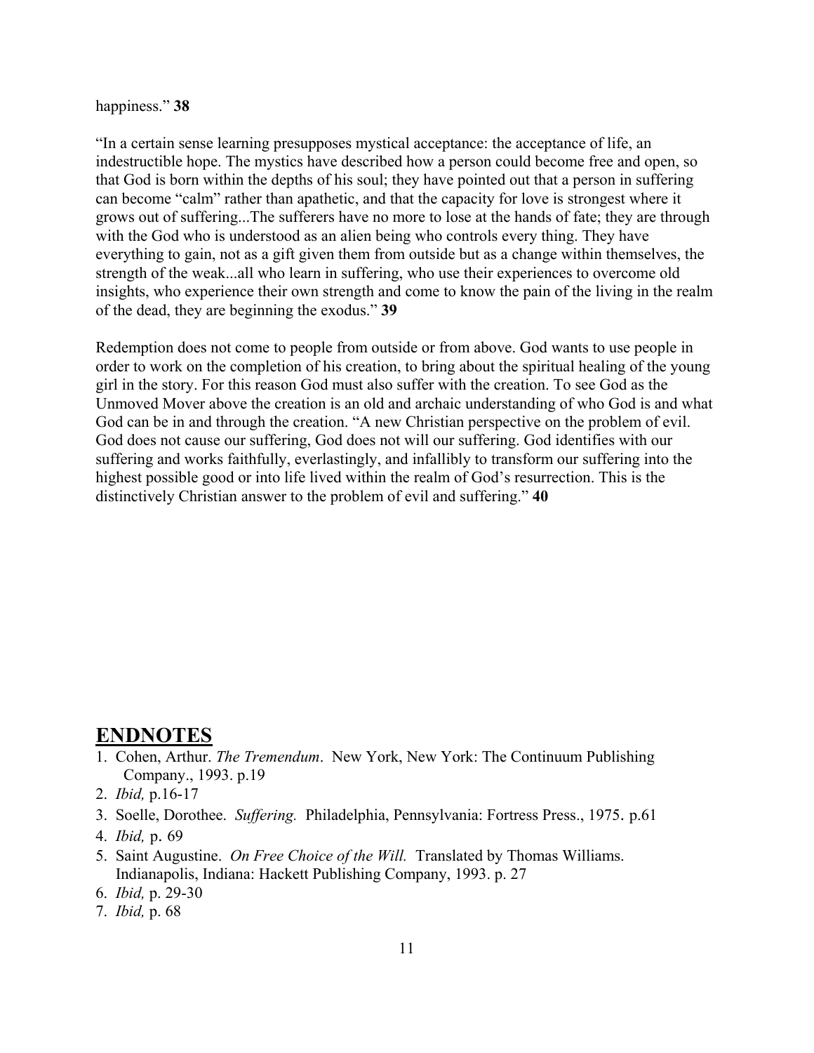happiness.” **38**

“In a certain sense learning presupposes mystical acceptance: the acceptance of life, an indestructible hope. The mystics have described how a person could become free and open, so that God is born within the depths of his soul; they have pointed out that a person in suffering can become “calm” rather than apathetic, and that the capacity for love is strongest where it grows out of suffering...The sufferers have no more to lose at the hands of fate; they are through with the God who is understood as an alien being who controls every thing. They have everything to gain, not as a gift given them from outside but as a change within themselves, the strength of the weak...all who learn in suffering, who use their experiences to overcome old insights, who experience their own strength and come to know the pain of the living in the realm of the dead, they are beginning the exodus.” **39**

Redemption does not come to people from outside or from above. God wants to use people in order to work on the completion of his creation, to bring about the spiritual healing of the young girl in the story. For this reason God must also suffer with the creation. To see God as the Unmoved Mover above the creation is an old and archaic understanding of who God is and what God can be in and through the creation. “A new Christian perspective on the problem of evil. God does not cause our suffering, God does not will our suffering. God identifies with our suffering and works faithfully, everlastingly, and infallibly to transform our suffering into the highest possible good or into life lived within the realm of God’s resurrection. This is the distinctively Christian answer to the problem of evil and suffering.” **40**

## ENDNOTES

1. Cohen, Arthur. *The Tremendum*. New York, New York: The Continuum Publishing Company., 1993. p.19
2. *Ibid,* p.16-17
3. Soelle, Dorothee. *Suffering.* Philadelphia, Pennsylvania: Fortress Press., 1975. p.61
4. *Ibid,* p. 69
5. Saint Augustine. *On Free Choice of the Will.* Translated by Thomas Williams. Indianapolis, Indiana: Hackett Publishing Company, 1993. p. 27
6. *Ibid,* p. 29-30
7. *Ibid,* p. 68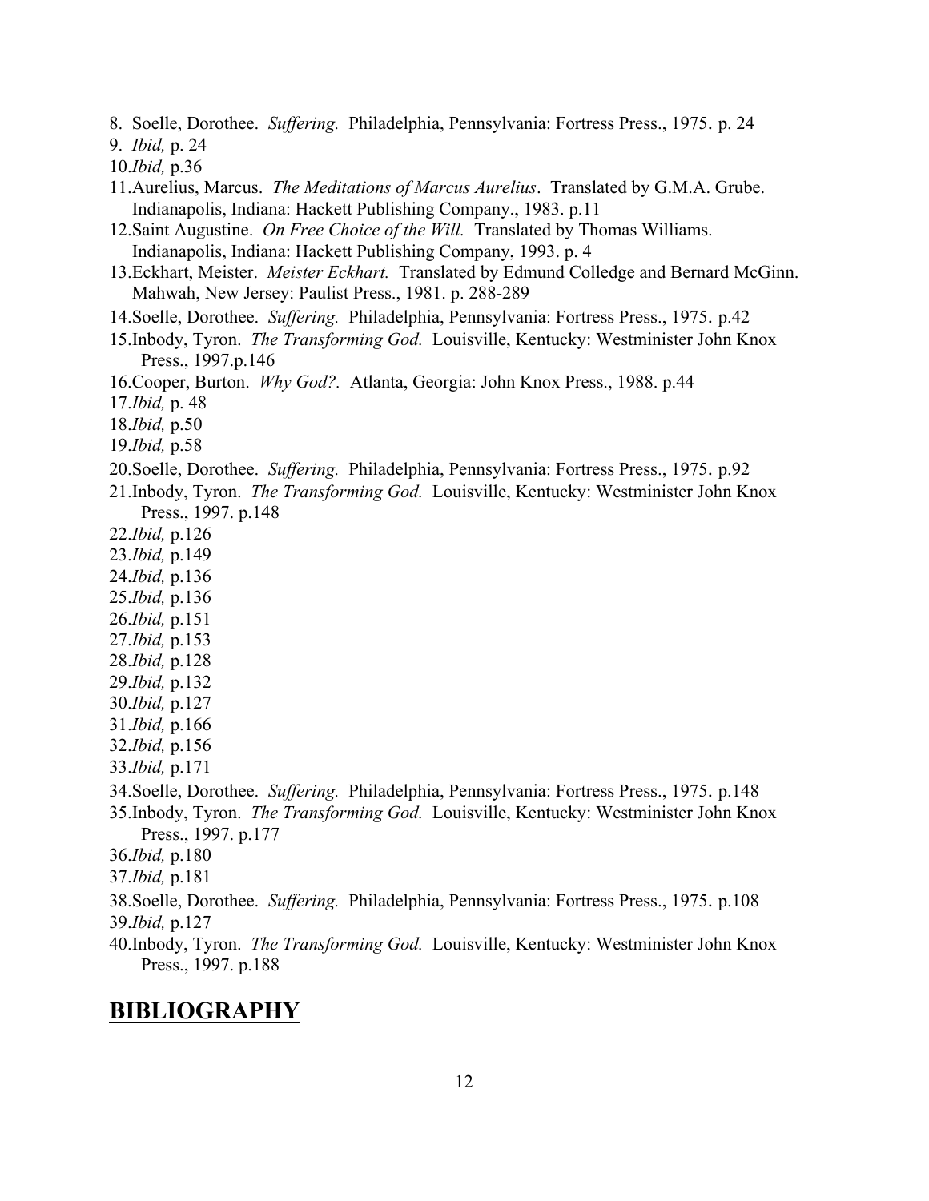8. Soelle, Dorothee. *Suffering.* Philadelphia, Pennsylvania: Fortress Press., 1975. p. 24
9. *Ibid,* p. 24
10. *Ibid,* p.36
11. Aurelius, Marcus. *The Meditations of Marcus Aurelius*. Translated by G.M.A. Grube. Indianapolis, Indiana: Hackett Publishing Company., 1983. p.11
12. Saint Augustine. *On Free Choice of the Will.* Translated by Thomas Williams. Indianapolis, Indiana: Hackett Publishing Company, 1993. p. 4
13. Eckhart, Meister. *Meister Eckhart.* Translated by Edmund Colledge and Bernard McGinn. Mahwah, New Jersey: Paulist Press., 1981. p. 288-289
14. Soelle, Dorothee. *Suffering.* Philadelphia, Pennsylvania: Fortress Press., 1975. p.42
15. Inbody, Tyron. *The Transforming God.* Louisville, Kentucky: Westminister John Knox Press., 1997.p.146
16. Cooper, Burton. *Why God?.* Atlanta, Georgia: John Knox Press., 1988. p.44
17. *Ibid,* p. 48
18. *Ibid,* p.50
19. *Ibid,* p.58
20. Soelle, Dorothee. *Suffering.* Philadelphia, Pennsylvania: Fortress Press., 1975. p.92
21. Inbody, Tyron. *The Transforming God.* Louisville, Kentucky: Westminister John Knox Press., 1997. p.148
22. *Ibid,* p.126
23. *Ibid,* p.149
24. *Ibid,* p.136
25. *Ibid,* p.136
26. *Ibid,* p.151
27. *Ibid,* p.153
28. *Ibid,* p.128
29. *Ibid,* p.132
30. *Ibid,* p.127
31. *Ibid,* p.166
32. *Ibid,* p.156
33. *Ibid,* p.171
34. Soelle, Dorothee. *Suffering.* Philadelphia, Pennsylvania: Fortress Press., 1975. p.148
35. Inbody, Tyron. *The Transforming God.* Louisville, Kentucky: Westminister John Knox Press., 1997. p.177
36. *Ibid,* p.180
37. *Ibid,* p.181
38. Soelle, Dorothee. *Suffering.* Philadelphia, Pennsylvania: Fortress Press., 1975. p.108
39. *Ibid,* p.127
40. Inbody, Tyron. *The Transforming God.* Louisville, Kentucky: Westminister John Knox Press., 1997. p.188

## BIBLIOGRAPHY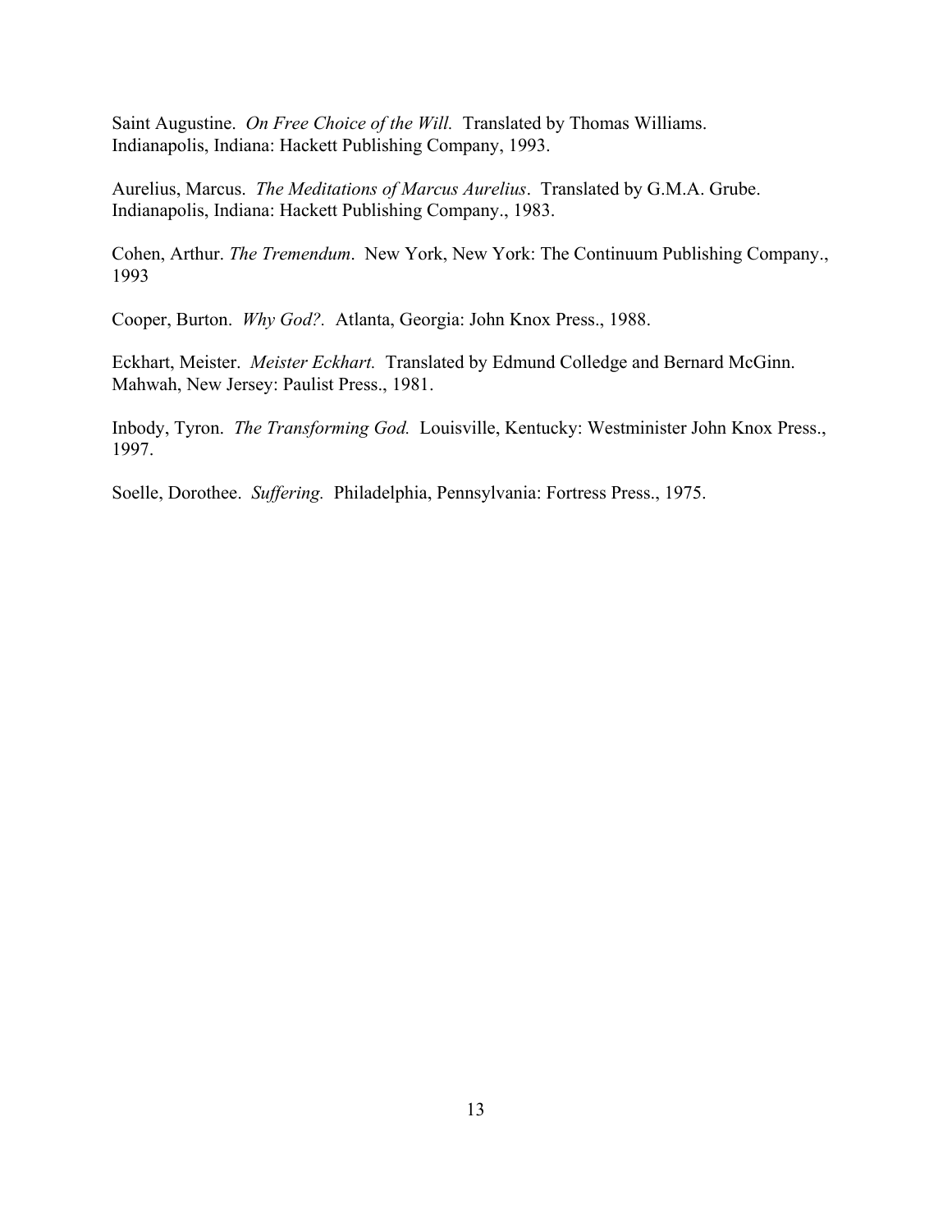Saint Augustine. *On Free Choice of the Will.* Translated by Thomas Williams. Indianapolis, Indiana: Hackett Publishing Company, 1993.

Aurelius, Marcus. *The Meditations of Marcus Aurelius*. Translated by G.M.A. Grube. Indianapolis, Indiana: Hackett Publishing Company., 1983.

Cohen, Arthur. *The Tremendum*. New York, New York: The Continuum Publishing Company., 1993

Cooper, Burton. *Why God?*. Atlanta, Georgia: John Knox Press., 1988.

Eckhart, Meister. *Meister Eckhart.* Translated by Edmund Colledge and Bernard McGinn. Mahwah, New Jersey: Paulist Press., 1981.

Inbody, Tyron. *The Transforming God.* Louisville, Kentucky: Westminister John Knox Press., 1997.

Soelle, Dorothee. *Suffering.* Philadelphia, Pennsylvania: Fortress Press., 1975.